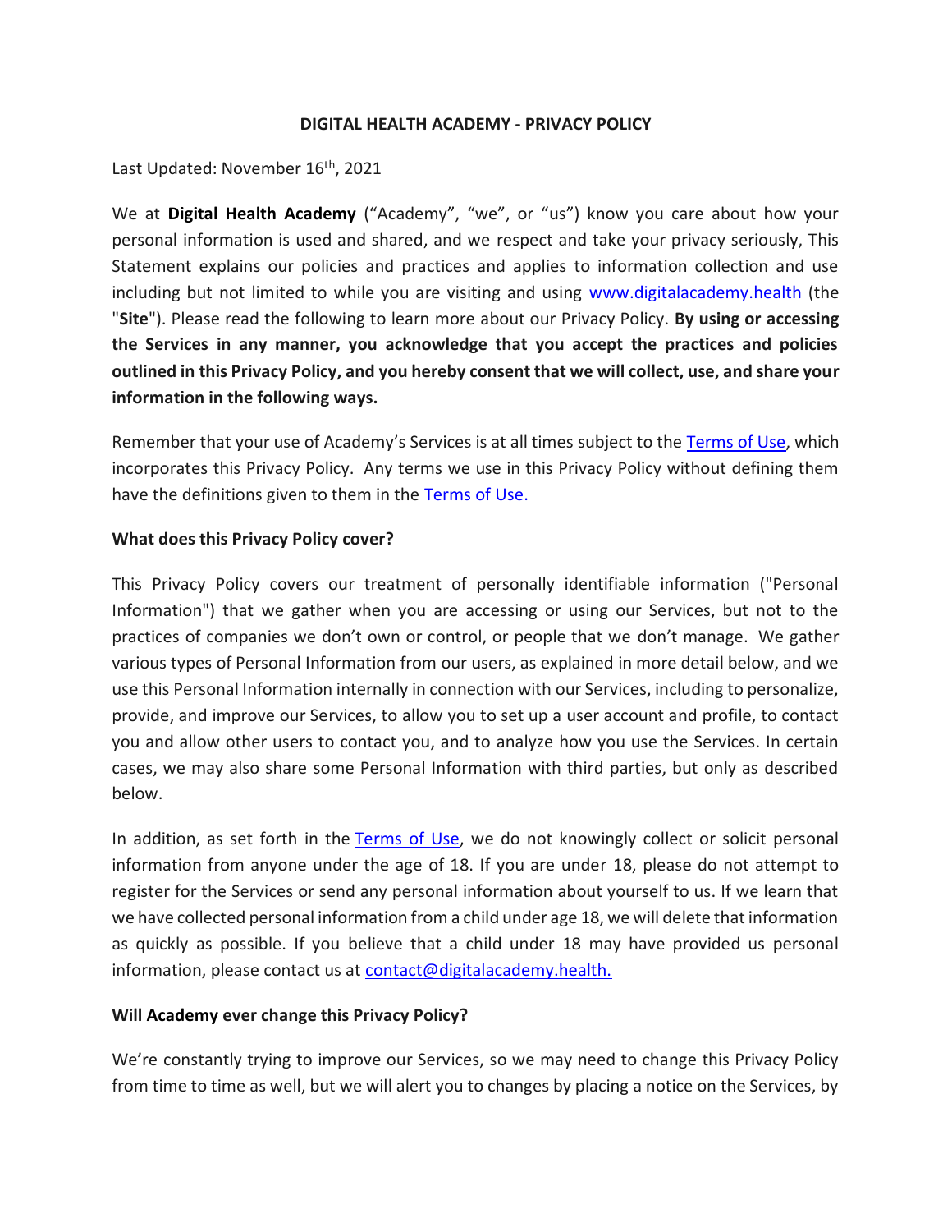# DIGITAL HEALTH ACADEMY - PRIVACY POLICY

Last Updated: November 16th, 2021

We at **Digital Health Academy** ("Academy", "we", or "us") know you care about how your personal information is used and shared, and we respect and take your privacy seriously, This Statement explains our policies and practices and applies to information collection and use including but not limited to while you are visiting and using www.digitalacademy.health (the "**Site**"). Please read the following to learn more about our Privacy Policy. **By using or accessing the Services in any manner, you acknowledge that you accept the practices and policies outlined in this Privacy Policy, and you hereby consent that we will collect, use, and share your information in the following ways.**

Remember that your use of Academy's Services is at all times subject to the Terms of Use, which incorporates this Privacy Policy. Any terms we use in this Privacy Policy without defining them have the definitions given to them in the Terms of Use.

**What does this Privacy Policy cover?**

This Privacy Policy covers our treatment of personally identifiable information ("Personal Information") that we gather when you are accessing or using our Services, but not to the practices of companies we don't own or control, or people that we don't manage. We gather various types of Personal Information from our users, as explained in more detail below, and we use this Personal Information internally in connection with our Services, including to personalize, provide, and improve our Services, to allow you to set up a user account and profile, to contact you and allow other users to contact you, and to analyze how you use the Services. In certain cases, we may also share some Personal Information with third parties, but only as described below.

In addition, as set forth in the Terms of Use, we do not knowingly collect or solicit personal information from anyone under the age of 18. If you are under 18, please do not attempt to register for the Services or send any personal information about yourself to us. If we learn that we have collected personal information from a child under age 18, we will delete that information as quickly as possible. If you believe that a child under 18 may have provided us personal information, please contact us at contact@digitalacademy.health.

**Will Academy ever change this Privacy Policy?**

We're constantly trying to improve our Services, so we may need to change this Privacy Policy from time to time as well, but we will alert you to changes by placing a notice on the Services, by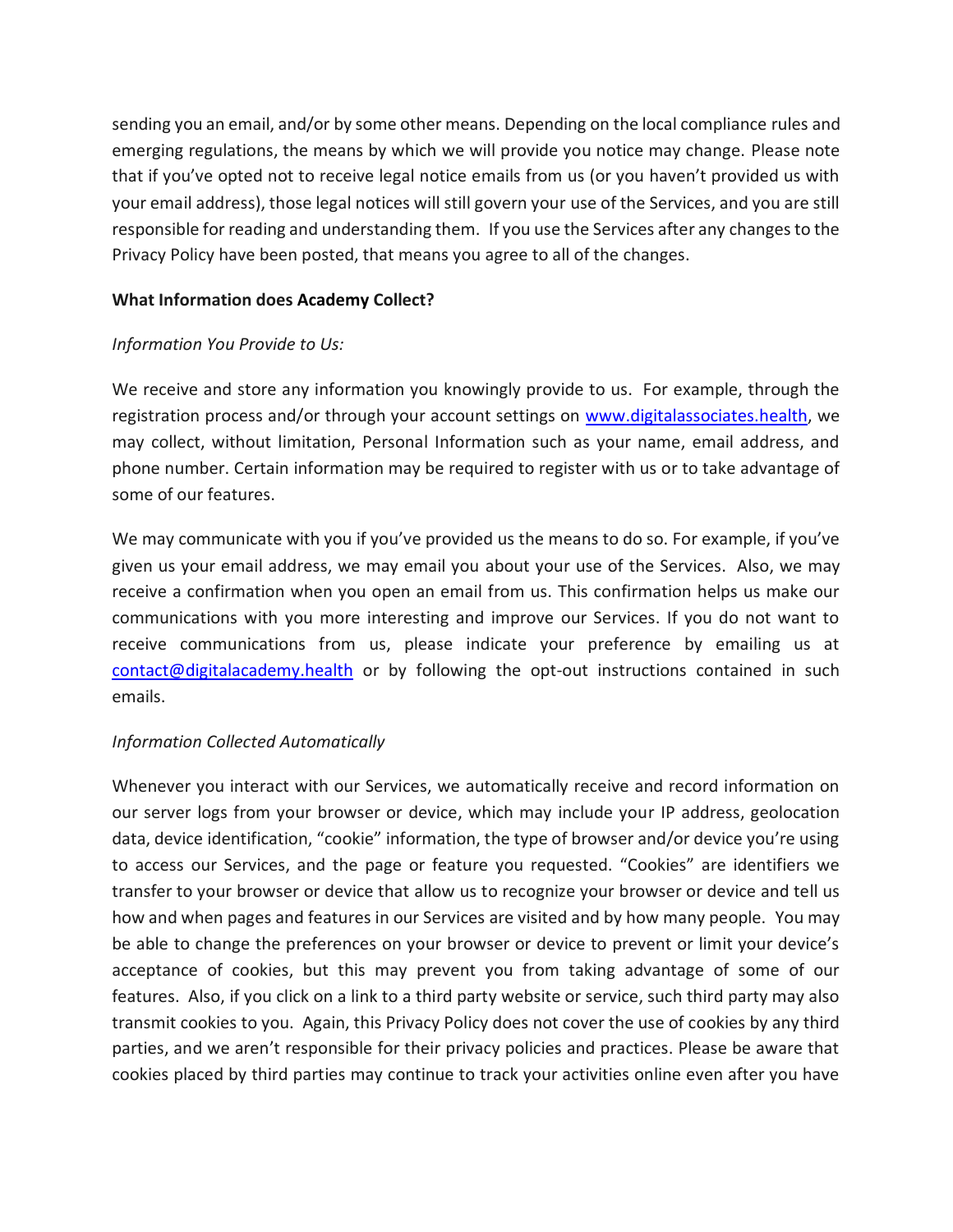sending you an email, and/or by some other means. Depending on the local compliance rules and emerging regulations, the means by which we will provide you notice may change. Please note that if you've opted not to receive legal notice emails from us (or you haven't provided us with your email address), those legal notices will still govern your use of the Services, and you are still responsible for reading and understanding them. If you use the Services after any changes to the Privacy Policy have been posted, that means you agree to all of the changes.

**What Information does Academy Collect?**

*Information You Provide to Us:*

We receive and store any information you knowingly provide to us. For example, through the registration process and/or through your account settings on [www.digitalassociates.health](www.digitalassociates.health), we may collect, without limitation, Personal Information such as your name, email address, and phone number. Certain information may be required to register with us or to take advantage of some of our features.

We may communicate with you if you've provided us the means to do so. For example, if you've given us your email address, we may email you about your use of the Services. Also, we may receive a confirmation when you open an email from us. This confirmation helps us make our communications with you more interesting and improve our Services. If you do not want to receive communications from us, please indicate your preference by emailing us at [contact@digitalacademy.health](mailto:contact@digitalacademy.health) or by following the opt-out instructions contained in such emails.

*Information Collected Automatically*

Whenever you interact with our Services, we automatically receive and record information on our server logs from your browser or device, which may include your IP address, geolocation data, device identification, "cookie" information, the type of browser and/or device you're using to access our Services, and the page or feature you requested. "Cookies" are identifiers we transfer to your browser or device that allow us to recognize your browser or device and tell us how and when pages and features in our Services are visited and by how many people. You may be able to change the preferences on your browser or device to prevent or limit your device's acceptance of cookies, but this may prevent you from taking advantage of some of our features. Also, if you click on a link to a third party website or service, such third party may also transmit cookies to you. Again, this Privacy Policy does not cover the use of cookies by any third parties, and we aren't responsible for their privacy policies and practices. Please be aware that cookies placed by third parties may continue to track your activities online even after you have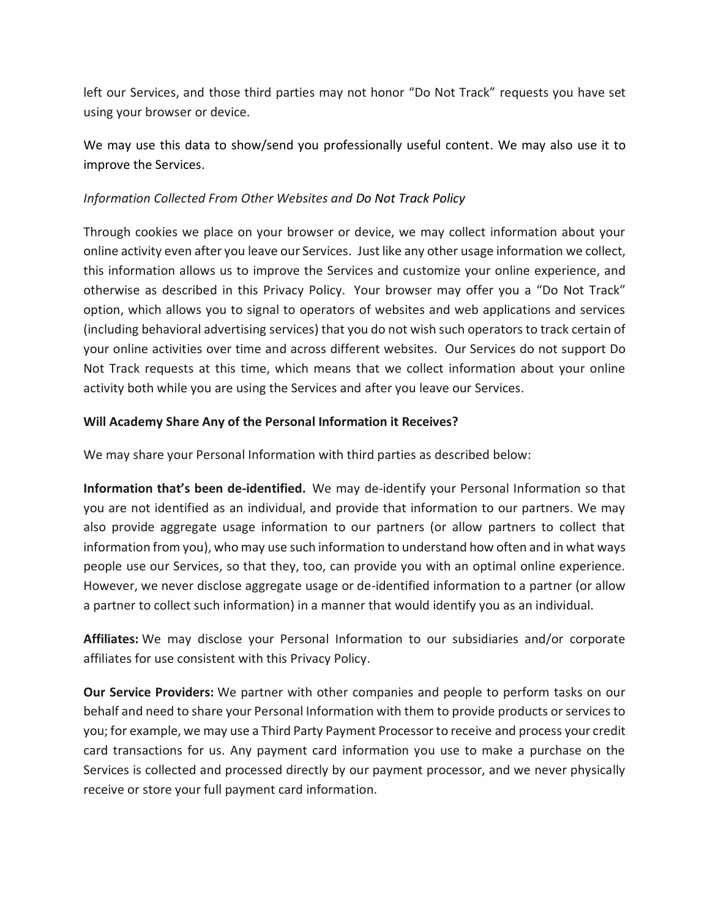left our Services, and those third parties may not honor “Do Not Track” requests you have set using your browser or device.

We may use this data to show/send you professionally useful content. We may also use it to improve the Services.

*Information Collected From Other Websites and Do Not Track Policy*

Through cookies we place on your browser or device, we may collect information about your online activity even after you leave our Services. Just like any other usage information we collect, this information allows us to improve the Services and customize your online experience, and otherwise as described in this Privacy Policy. Your browser may offer you a “Do Not Track” option, which allows you to signal to operators of websites and web applications and services (including behavioral advertising services) that you do not wish such operators to track certain of your online activities over time and across different websites. Our Services do not support Do Not Track requests at this time, which means that we collect information about your online activity both while you are using the Services and after you leave our Services.

**Will Academy Share Any of the Personal Information it Receives?**

We may share your Personal Information with third parties as described below:

**Information that’s been de-identified.** We may de-identify your Personal Information so that you are not identified as an individual, and provide that information to our partners. We may also provide aggregate usage information to our partners (or allow partners to collect that information from you), who may use such information to understand how often and in what ways people use our Services, so that they, too, can provide you with an optimal online experience. However, we never disclose aggregate usage or de-identified information to a partner (or allow a partner to collect such information) in a manner that would identify you as an individual.

**Affiliates:** We may disclose your Personal Information to our subsidiaries and/or corporate affiliates for use consistent with this Privacy Policy.

**Our Service Providers:** We partner with other companies and people to perform tasks on our behalf and need to share your Personal Information with them to provide products or services to you; for example, we may use a Third Party Payment Processor to receive and process your credit card transactions for us. Any payment card information you use to make a purchase on the Services is collected and processed directly by our payment processor, and we never physically receive or store your full payment card information.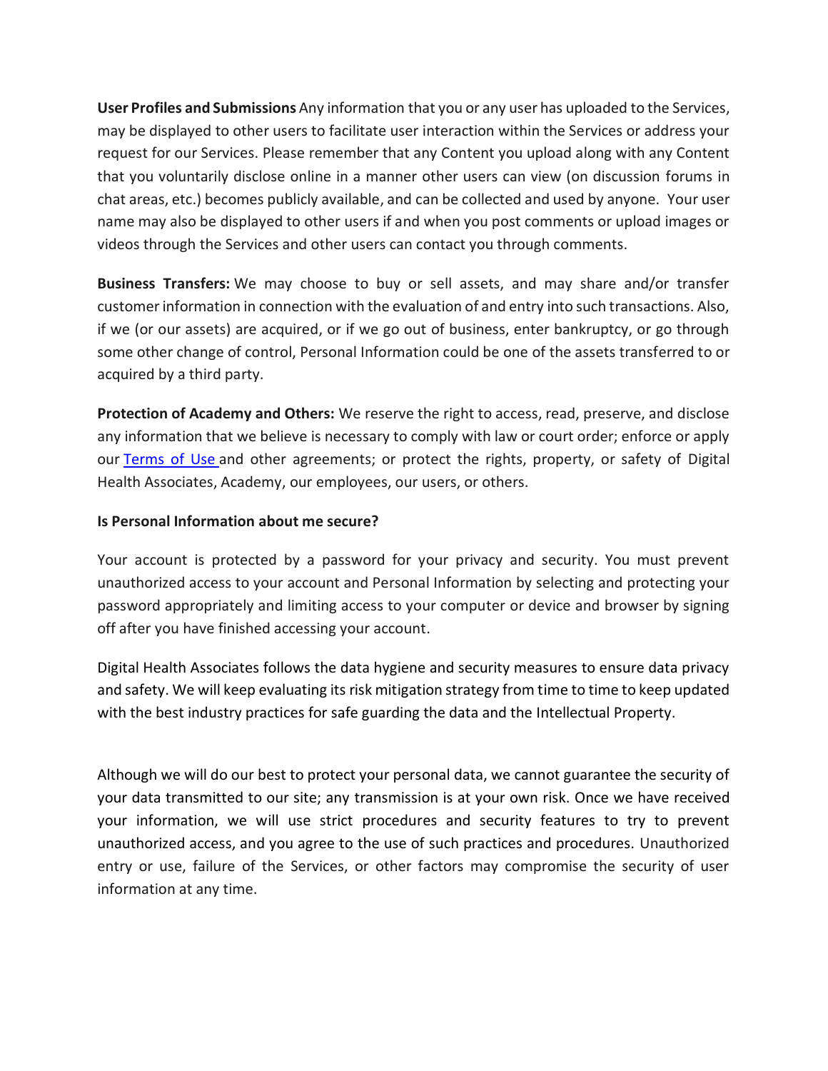**User Profiles and Submissions** Any information that you or any user has uploaded to the Services, may be displayed to other users to facilitate user interaction within the Services or address your request for our Services. Please remember that any Content you upload along with any Content that you voluntarily disclose online in a manner other users can view (on discussion forums in chat areas, etc.) becomes publicly available, and can be collected and used by anyone. Your user name may also be displayed to other users if and when you post comments or upload images or videos through the Services and other users can contact you through comments.

**Business Transfers:** We may choose to buy or sell assets, and may share and/or transfer customer information in connection with the evaluation of and entry into such transactions. Also, if we (or our assets) are acquired, or if we go out of business, enter bankruptcy, or go through some other change of control, Personal Information could be one of the assets transferred to or acquired by a third party.

**Protection of Academy and Others:** We reserve the right to access, read, preserve, and disclose any information that we believe is necessary to comply with law or court order; enforce or apply our [Terms of Use](#) and other agreements; or protect the rights, property, or safety of Digital Health Associates, Academy, our employees, our users, or others.

**Is Personal Information about me secure?**

Your account is protected by a password for your privacy and security. You must prevent unauthorized access to your account and Personal Information by selecting and protecting your password appropriately and limiting access to your computer or device and browser by signing off after you have finished accessing your account.

Digital Health Associates follows the data hygiene and security measures to ensure data privacy and safety. We will keep evaluating its risk mitigation strategy from time to time to keep updated with the best industry practices for safe guarding the data and the Intellectual Property.

Although we will do our best to protect your personal data, we cannot guarantee the security of your data transmitted to our site; any transmission is at your own risk. Once we have received your information, we will use strict procedures and security features to try to prevent unauthorized access, and you agree to the use of such practices and procedures. Unauthorized entry or use, failure of the Services, or other factors may compromise the security of user information at any time.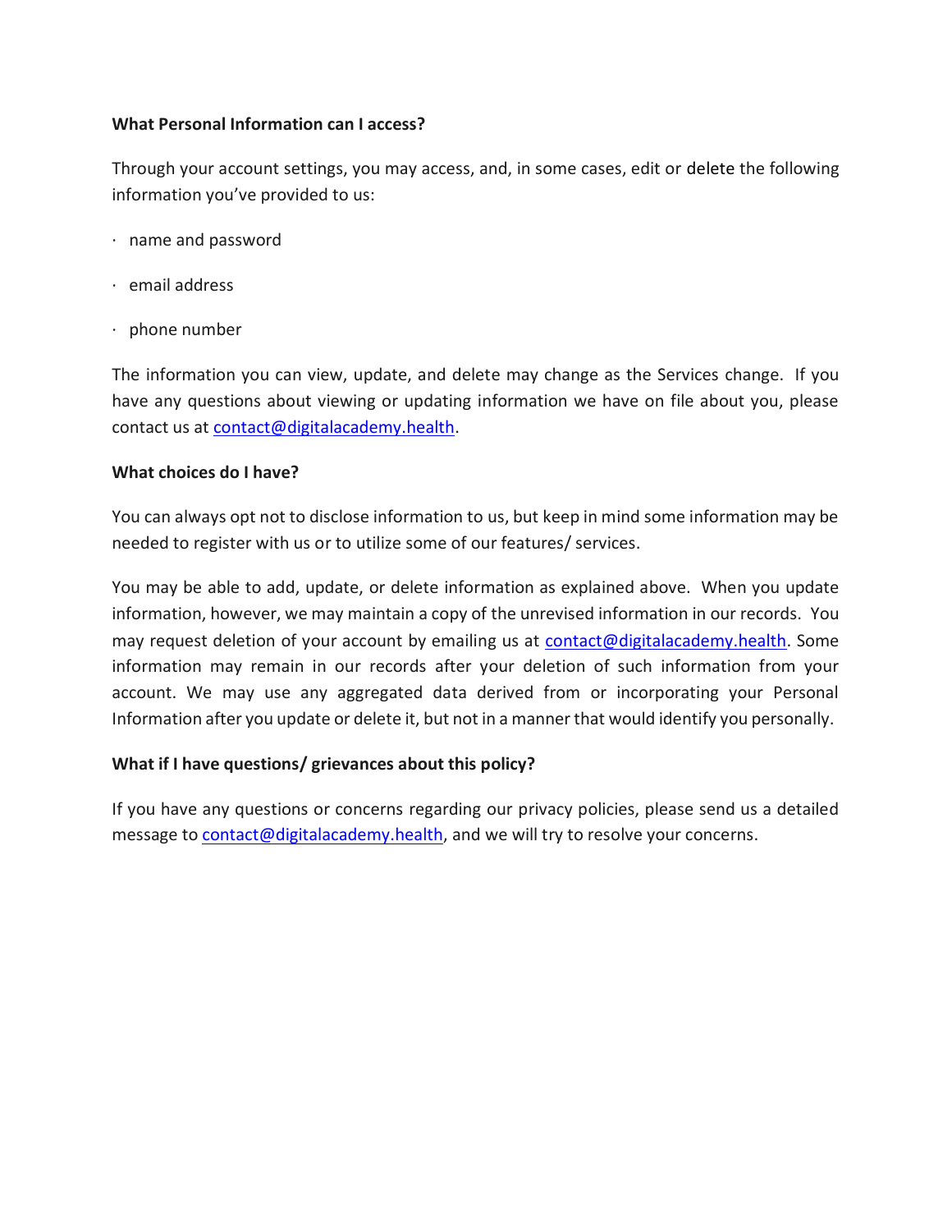**What Personal Information can I access?**

Through your account settings, you may access, and, in some cases, edit or delete the following information you've provided to us:

- name and password
- email address
- phone number

The information you can view, update, and delete may change as the Services change. If you have any questions about viewing or updating information we have on file about you, please contact us at contact@digitalacademy.health.

**What choices do I have?**

You can always opt not to disclose information to us, but keep in mind some information may be needed to register with us or to utilize some of our features/ services.

You may be able to add, update, or delete information as explained above. When you update information, however, we may maintain a copy of the unrevised information in our records. You may request deletion of your account by emailing us at contact@digitalacademy.health. Some information may remain in our records after your deletion of such information from your account. We may use any aggregated data derived from or incorporating your Personal Information after you update or delete it, but not in a manner that would identify you personally.

**What if I have questions/ grievances about this policy?**

If you have any questions or concerns regarding our privacy policies, please send us a detailed message to contact@digitalacademy.health, and we will try to resolve your concerns.